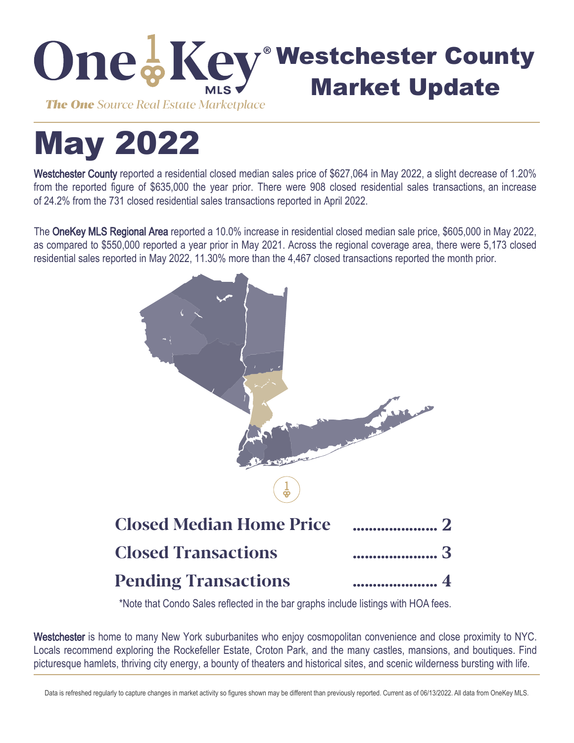# OneKey MLS — Westchester County Market Update

*The One Source Real Estate Marketplace*

# May 2022

**Westchester County** reported a residential closed median sales price of $627,064 in May 2022, a slight decrease of 1.20% from the reported figure of $635,000 the year prior. There were 908 closed residential sales transactions, an increase of 24.2% from the 731 closed residential sales transactions reported in April 2022.

The **OneKey MLS Regional Area** reported a 10.0% increase in residential closed median sale price, $605,000 in May 2022, as compared to $550,000 reported a year prior in May 2021. Across the regional coverage area, there were 5,173 closed residential sales reported in May 2022, 11.30% more than the 4,467 closed transactions reported the month prior.

| | |
|---|---|
| **Closed Median Home Price** | 2 |
| **Closed Transactions** | 3 |
| **Pending Transactions** | 4 |

*Note that Condo Sales reflected in the bar graphs include listings with HOA fees.

**Westchester** is home to many New York suburbanites who enjoy cosmopolitan convenience and close proximity to NYC. Locals recommend exploring the Rockefeller Estate, Croton Park, and the many castles, mansions, and boutiques. Find picturesque hamlets, thriving city energy, a bounty of theaters and historical sites, and scenic wilderness bursting with life.

Data is refreshed regularly to capture changes in market activity so figures shown may be different than previously reported. Current as of 06/13/2022. All data from OneKey MLS.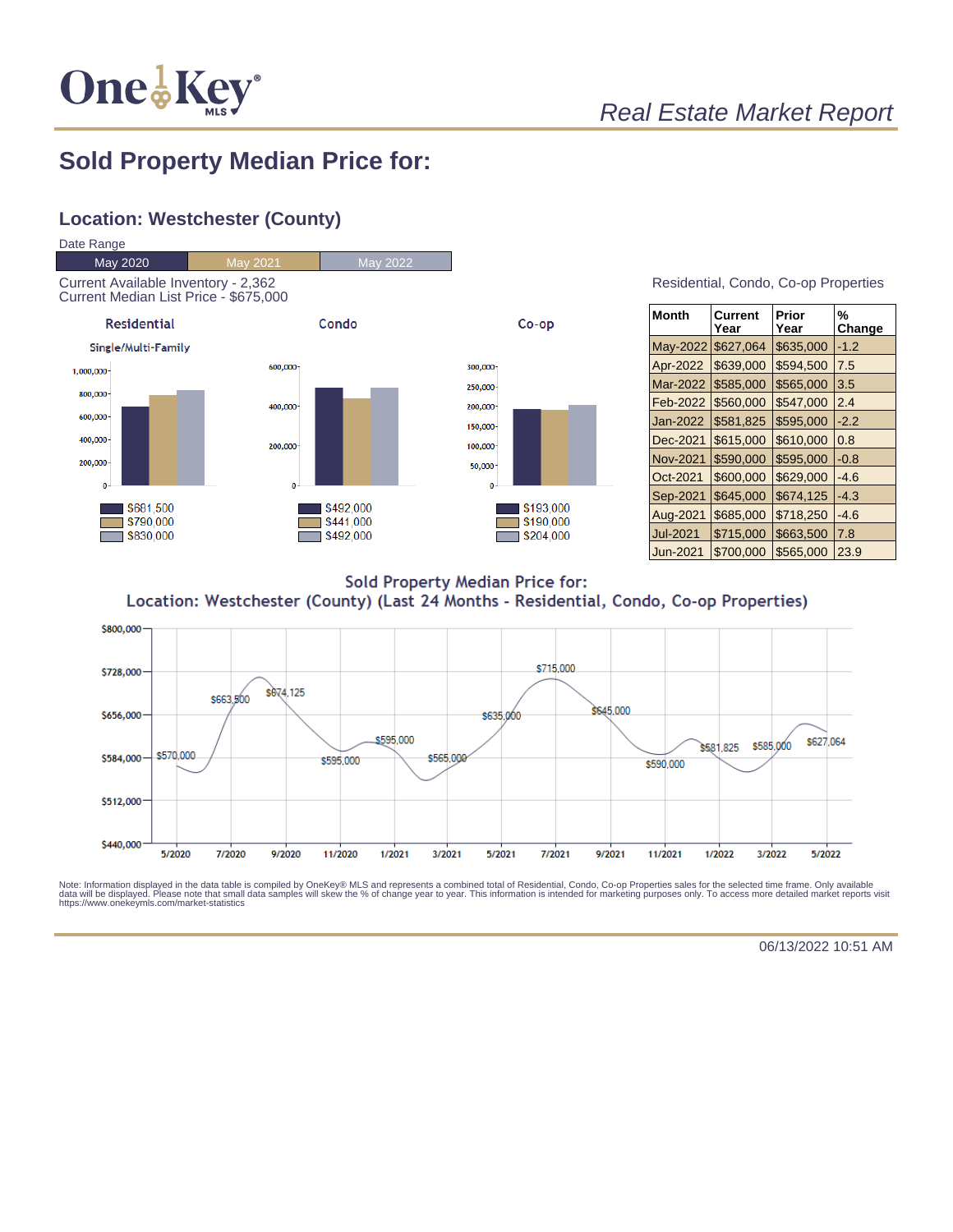# Sold Property Median Price for:

## Location: Westchester (County)

Date Range

| May 2020 | May 2021 | May 2022 |
|---|---|---|

Current Available Inventory - 2,362
Current Median List Price - $675,000

### Residential

Single/Multi-Family

- May 2020: $681,500
- May 2021: $790,000
- May 2022: $830,000

### Condo

- May 2020: $492,000
- May 2021: $441,000
- May 2022: $492,000

### Co-op

- May 2020: $193,000
- May 2021: $190,000
- May 2022: $204,000

Residential, Condo, Co-op Properties

| Month | Current Year | Prior Year | % Change |
|---|---|---|---|
| May-2022 | $627,064 | $635,000 | -1.2 |
| Apr-2022 | $639,000 | $594,500 | 7.5 |
| Mar-2022 | $585,000 | $565,000 | 3.5 |
| Feb-2022 | $560,000 | $547,000 | 2.4 |
| Jan-2022 | $581,825 | $595,000 | -2.2 |
| Dec-2021 | $615,000 | $610,000 | 0.8 |
| Nov-2021 | $590,000 | $595,000 | -0.8 |
| Oct-2021 | $600,000 | $629,000 | -4.6 |
| Sep-2021 | $645,000 | $674,125 | -4.3 |
| Aug-2021 | $685,000 | $718,250 | -4.6 |
| Jul-2021 | $715,000 | $663,500 | 7.8 |
| Jun-2021 | $700,000 | $565,000 | 23.9 |

### Sold Property Median Price for:
### Location: Westchester (County) (Last 24 Months - Residential, Condo, Co-op Properties)

Labeled points: 5/2020 $570,000; $663,500; $674,125; $595,000; $595,000; $565,000; $635,000; $715,000; $645,000; $590,000; $581,825; $585,000; $627,064

Note: Information displayed in the data table is compiled by OneKey® MLS and represents a combined total of Residential, Condo, Co-op Properties sales for the selected time frame. Only available data will be displayed. Please note that small data samples will skew the % of change year to year. This information is intended for marketing purposes only. To access more detailed market reports visit https://www.onekeymls.com/market-statistics

06/13/2022 10:51 AM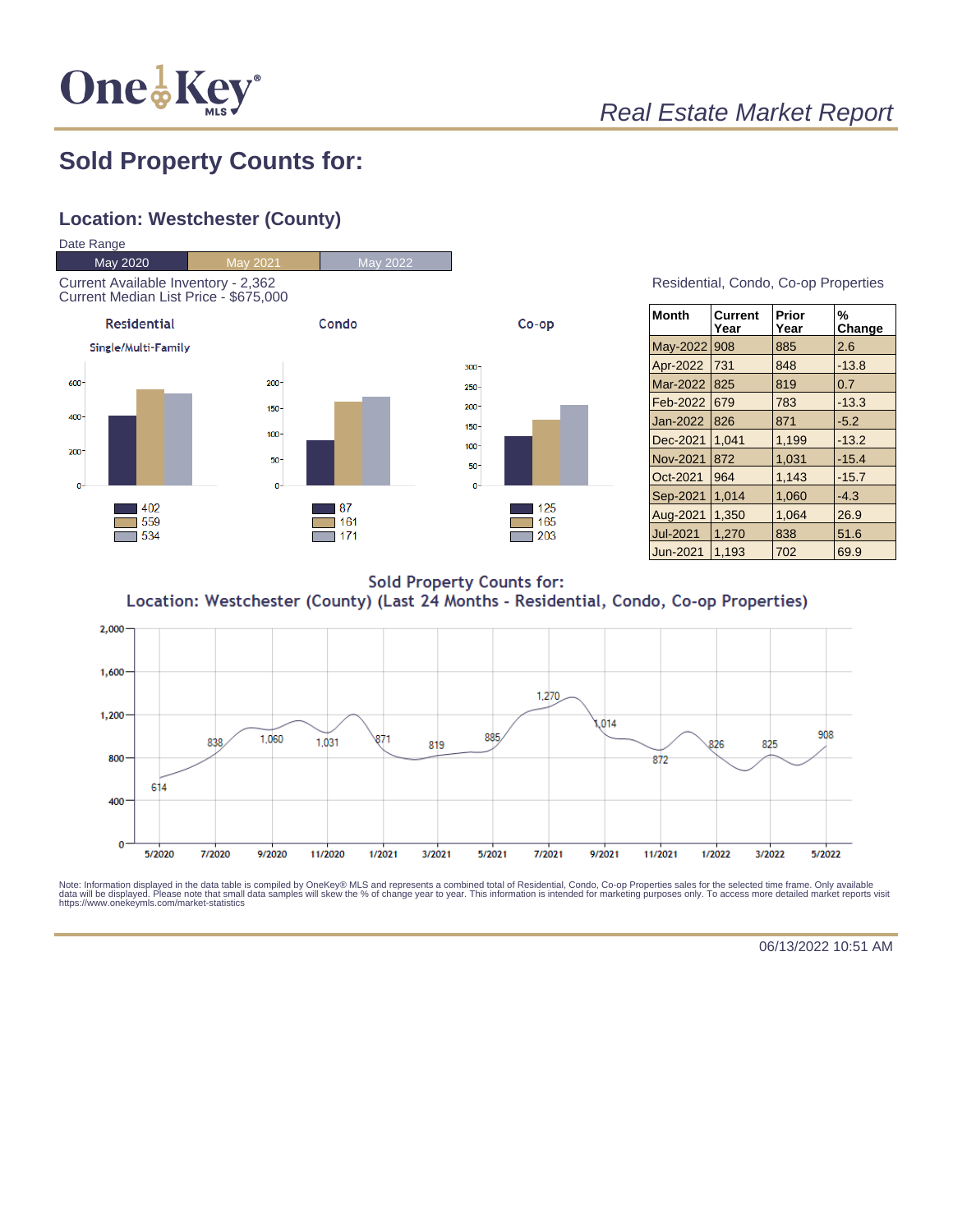# Sold Property Counts for:

## Location: Westchester (County)

Date Range

| May 2020 | May 2021 | May 2022 |
|---|---|---|

Current Available Inventory - 2,362
Current Median List Price - $675,000

| | Residential (Single/Multi-Family) | Condo | Co-op |
|---|---|---|---|
| May 2020 | 402 | 87 | 125 |
| May 2021 | 559 | 161 | 165 |
| May 2022 | 534 | 171 | 203 |

Residential, Condo, Co-op Properties

| Month | Current Year | Prior Year | % Change |
|---|---|---|---|
| May-2022 | 908 | 885 | 2.6 |
| Apr-2022 | 731 | 848 | -13.8 |
| Mar-2022 | 825 | 819 | 0.7 |
| Feb-2022 | 679 | 783 | -13.3 |
| Jan-2022 | 826 | 871 | -5.2 |
| Dec-2021 | 1,041 | 1,199 | -13.2 |
| Nov-2021 | 872 | 1,031 | -15.4 |
| Oct-2021 | 964 | 1,143 | -15.7 |
| Sep-2021 | 1,014 | 1,060 | -4.3 |
| Aug-2021 | 1,350 | 1,064 | 26.9 |
| Jul-2021 | 1,270 | 838 | 51.6 |
| Jun-2021 | 1,193 | 702 | 69.9 |

Sold Property Counts for:
Location: Westchester (County) (Last 24 Months - Residential, Condo, Co-op Properties)

| 5/2020 | 7/2020 | 9/2020 | 11/2020 | 1/2021 | 3/2021 | 5/2021 | 7/2021 | 9/2021 | 11/2021 | 1/2022 | 3/2022 | 5/2022 |
|---|---|---|---|---|---|---|---|---|---|---|---|---|
| 614 | 838 | 1,060 | 1,031 | 871 | 819 | 885 | 1,270 | 1,014 | 872 | 826 | 825 | 908 |

Note: Information displayed in the data table is compiled by OneKey® MLS and represents a combined total of Residential, Condo, Co-op Properties sales for the selected time frame. Only available data will be displayed. Please note that small data samples will skew the % of change year to year. This information is intended for marketing purposes only. To access more detailed market reports visit https://www.onekeymls.com/market-statistics

06/13/2022 10:51 AM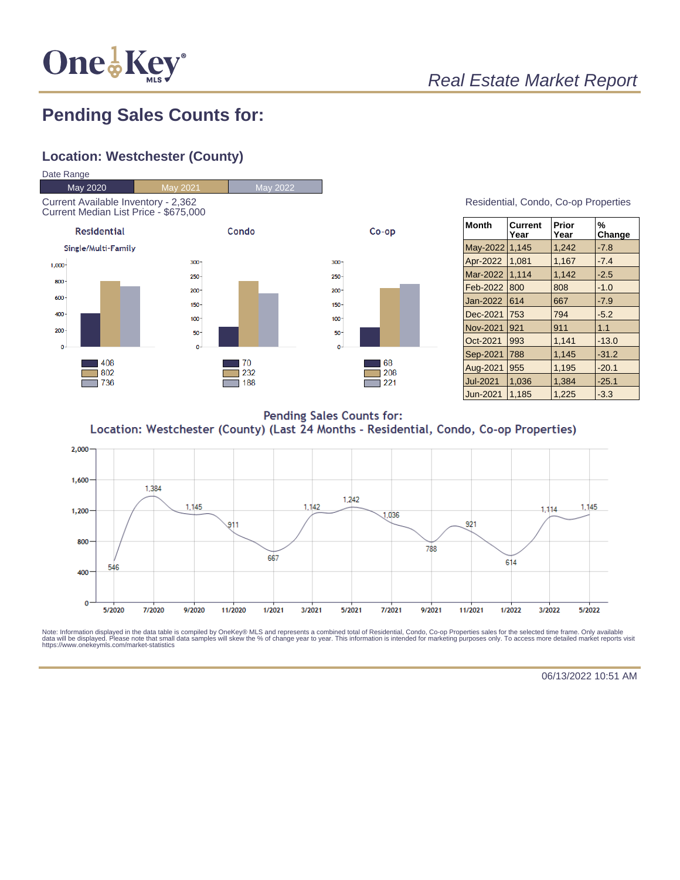# Real Estate Market Report

## Pending Sales Counts for:

### Location: Westchester (County)

Date Range

May 2020 | May 2021 | May 2022

Current Available Inventory - 2,362
Current Median List Price - $675,000

Residential
Single/Multi-Family
1,000
800
600
400
200
0
408
802
736

Condo
300
250
200
150
100
50
0
70
232
188

Co-op
300
250
200
150
100
50
0
68
206
221

Residential, Condo, Co-op Properties

| Month | Current Year | Prior Year | % Change |
|---|---|---|---|
| May-2022 | 1,145 | 1,242 | -7.8 |
| Apr-2022 | 1,081 | 1,167 | -7.4 |
| Mar-2022 | 1,114 | 1,142 | -2.5 |
| Feb-2022 | 800 | 808 | -1.0 |
| Jan-2022 | 614 | 667 | -7.9 |
| Dec-2021 | 753 | 794 | -5.2 |
| Nov-2021 | 921 | 911 | 1.1 |
| Oct-2021 | 993 | 1,141 | -13.0 |
| Sep-2021 | 788 | 1,145 | -31.2 |
| Aug-2021 | 955 | 1,195 | -20.1 |
| Jul-2021 | 1,036 | 1,384 | -25.1 |
| Jun-2021 | 1,185 | 1,225 | -3.3 |

Pending Sales Counts for:
Location: Westchester (County) (Last 24 Months - Residential, Condo, Co-op Properties)

2,000
1,600
1,200
800
400
0
546
1,384
1,145
911
667
1,142
1,242
1,036
788
921
614
1,114
1,145
5/2020 7/2020 9/2020 11/2020 1/2021 3/2021 5/2021 7/2021 9/2021 11/2021 1/2022 3/2022 5/2022

Note: Information displayed in the data table is compiled by OneKey® MLS and represents a combined total of Residential, Condo, Co-op Properties sales for the selected time frame. Only available data will be displayed. Please note that small data samples will skew the % of change year to year. This information is intended for marketing purposes only. To access more detailed market reports visit https://www.onekeymls.com/market-statistics

06/13/2022 10:51 AM